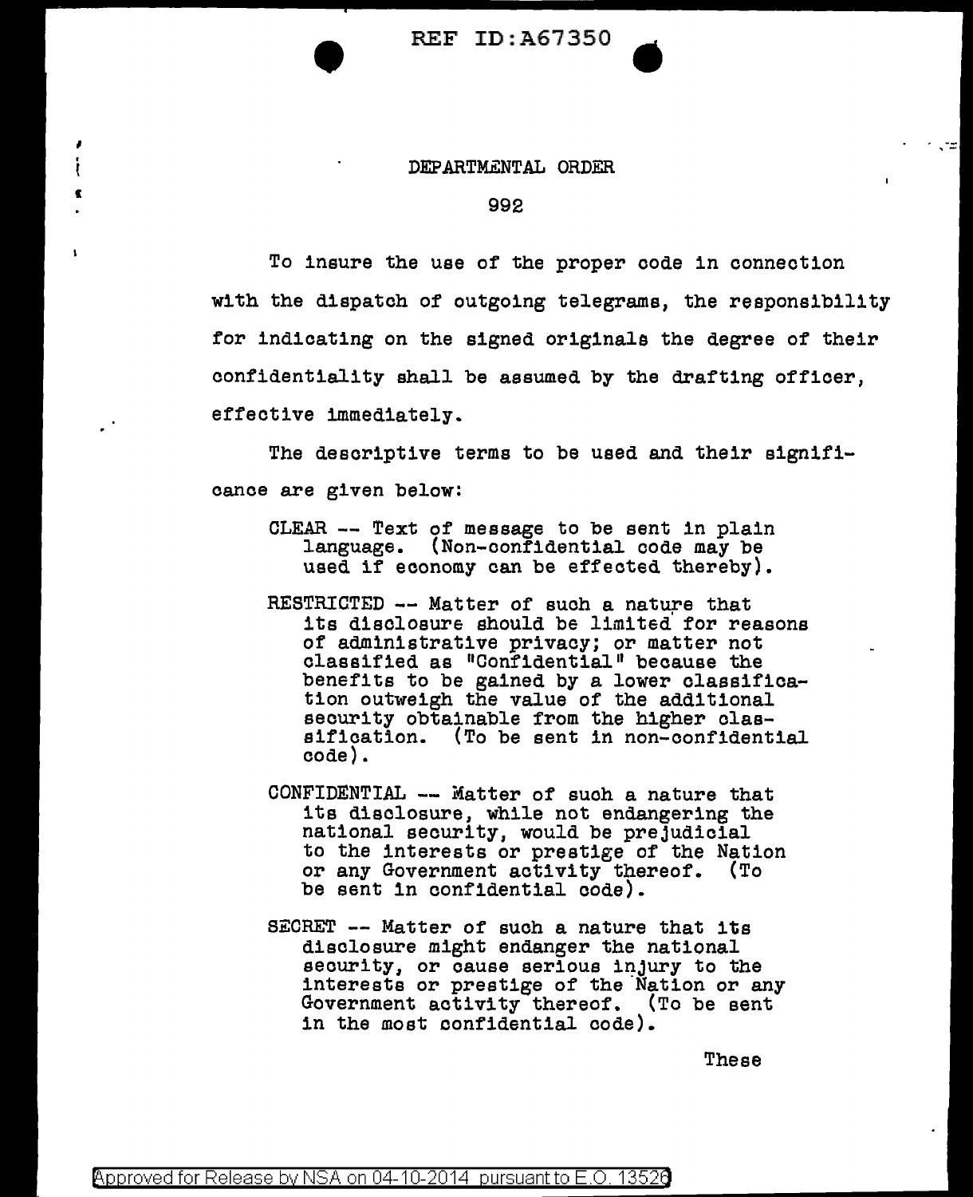# DEPARTMENTAL ORDER

## 992

To insure the use of the proper code in connection with the dispatch of outgoing telegrams, the responsibility for indicating on the signed originals the degree of their confidentiality shall be assumed by the drafting officer, effective immediately.

The descriptive terms to be used and their significance are given below:

CLEAR -- Text of message to be sent in plain language. (Non-confidential code may be used if economy can be effected thereby).

RESTRICTED -- Matter of such a nature that its disclosure should be limited for reasons of administrative privacy; or matter not classified as "Confidential" because the benefits to be gained by a lower classification outweigh the value of the additional security obtainable from the higher classification. (To be sent in non-confidential code).

CONFIDENTIAL -- Matter of such a nature that its disclosure, while not endangering the national security, would be prejudicial to the interests or prestige of the Nation or any Government activity thereof. (To be sent in confidential code).

SECRET -- Matter of such a nature that its disclosure might endanger the national security, or cause serious injury to the interests or prestige of the Nation or any Government activity thereof. (To be sent in the most confidential code).

These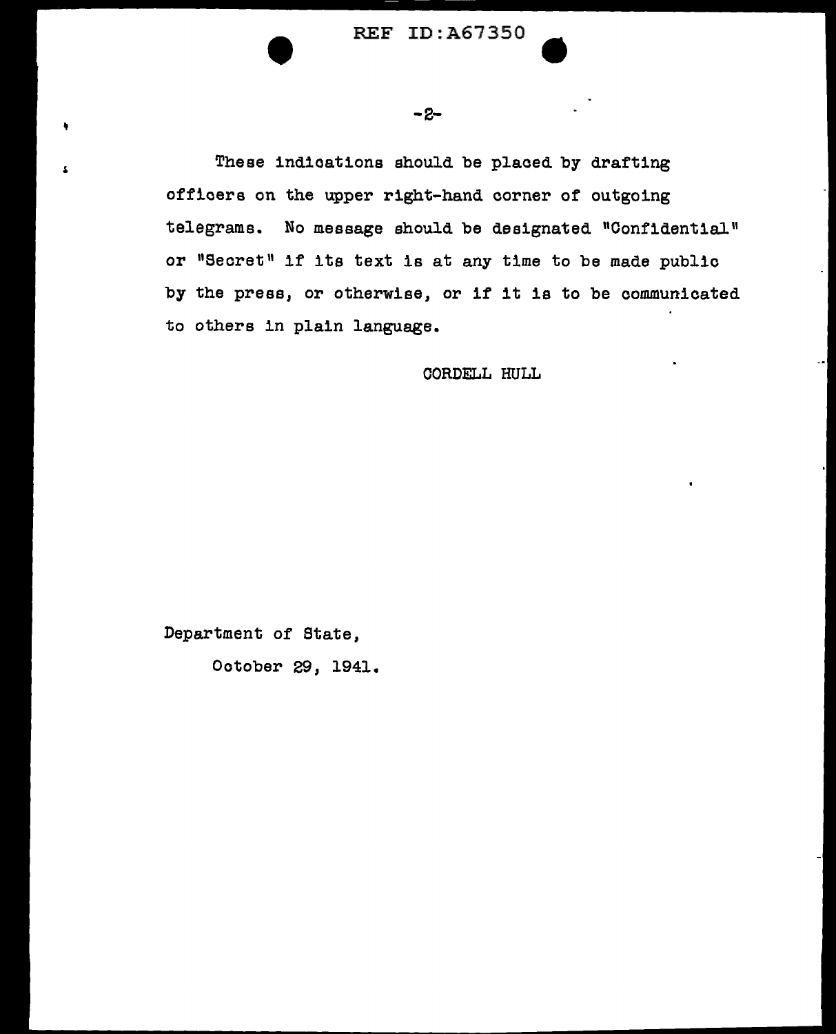These indications should be placed by drafting officers on the upper right-hand corner of outgoing telegrams. No message should be designated "Confidential" or "Secret" if its text is at any time to be made public by the press, or otherwise, or if it is to be communicated to others in plain language.

CORDELL HULL

Department of State,

October 29, 1941.